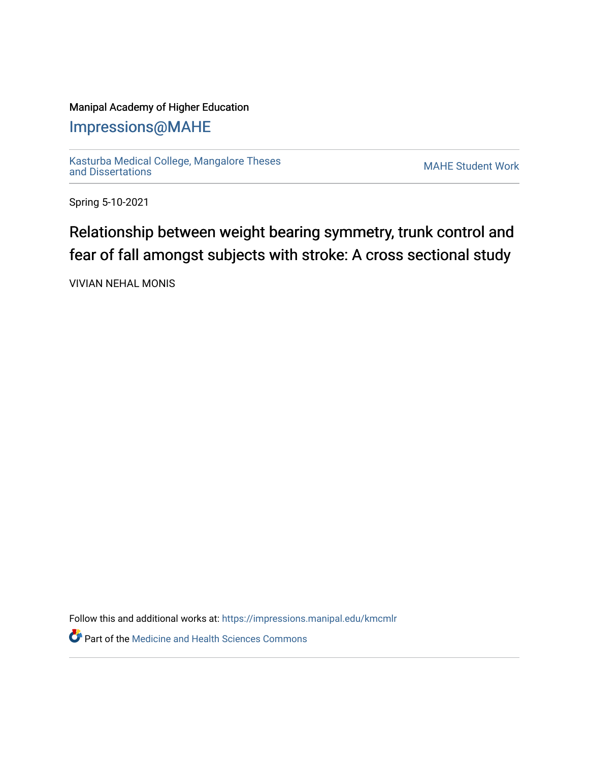Manipal Academy of Higher Education

## Impressions@MAHE

Kasturba Medical College, Mangalore Theses and Dissertations

MAHE Student Work

Spring 5-10-2021

# Relationship between weight bearing symmetry, trunk control and fear of fall amongst subjects with stroke: A cross sectional study

VIVIAN NEHAL MONIS

Follow this and additional works at: https://impressions.manipal.edu/kmcmlr

Part of the Medicine and Health Sciences Commons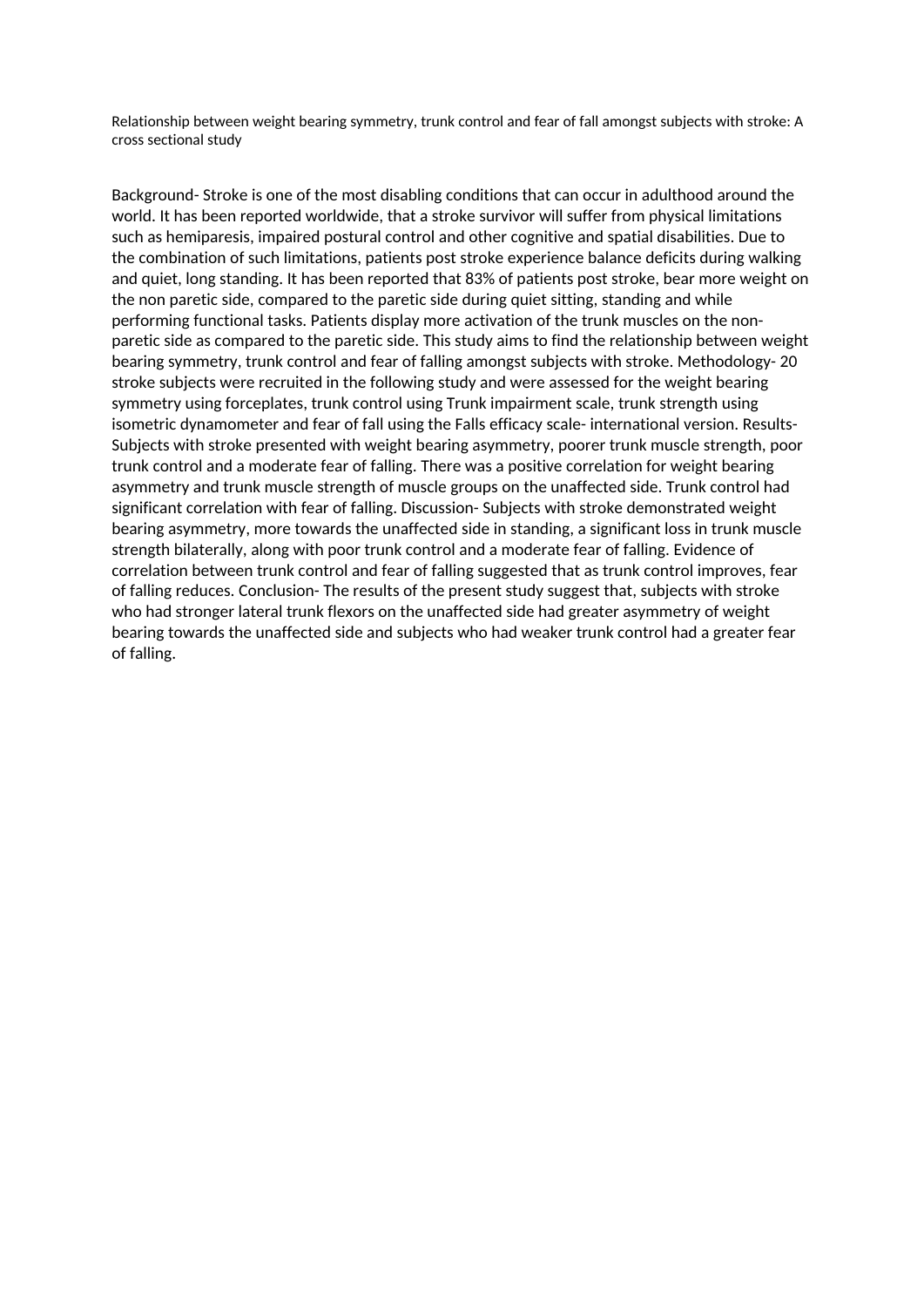Relationship between weight bearing symmetry, trunk control and fear of fall amongst subjects with stroke: A cross sectional study

Background- Stroke is one of the most disabling conditions that can occur in adulthood around the world. It has been reported worldwide, that a stroke survivor will suffer from physical limitations such as hemiparesis, impaired postural control and other cognitive and spatial disabilities. Due to the combination of such limitations, patients post stroke experience balance deficits during walking and quiet, long standing. It has been reported that 83% of patients post stroke, bear more weight on the non paretic side, compared to the paretic side during quiet sitting, standing and while performing functional tasks. Patients display more activation of the trunk muscles on the non-paretic side as compared to the paretic side. This study aims to find the relationship between weight bearing symmetry, trunk control and fear of falling amongst subjects with stroke. Methodology- 20 stroke subjects were recruited in the following study and were assessed for the weight bearing symmetry using forceplates, trunk control using Trunk impairment scale, trunk strength using isometric dynamometer and fear of fall using the Falls efficacy scale- international version. Results- Subjects with stroke presented with weight bearing asymmetry, poorer trunk muscle strength, poor trunk control and a moderate fear of falling. There was a positive correlation for weight bearing asymmetry and trunk muscle strength of muscle groups on the unaffected side. Trunk control had significant correlation with fear of falling. Discussion- Subjects with stroke demonstrated weight bearing asymmetry, more towards the unaffected side in standing, a significant loss in trunk muscle strength bilaterally, along with poor trunk control and a moderate fear of falling. Evidence of correlation between trunk control and fear of falling suggested that as trunk control improves, fear of falling reduces. Conclusion- The results of the present study suggest that, subjects with stroke who had stronger lateral trunk flexors on the unaffected side had greater asymmetry of weight bearing towards the unaffected side and subjects who had weaker trunk control had a greater fear of falling.